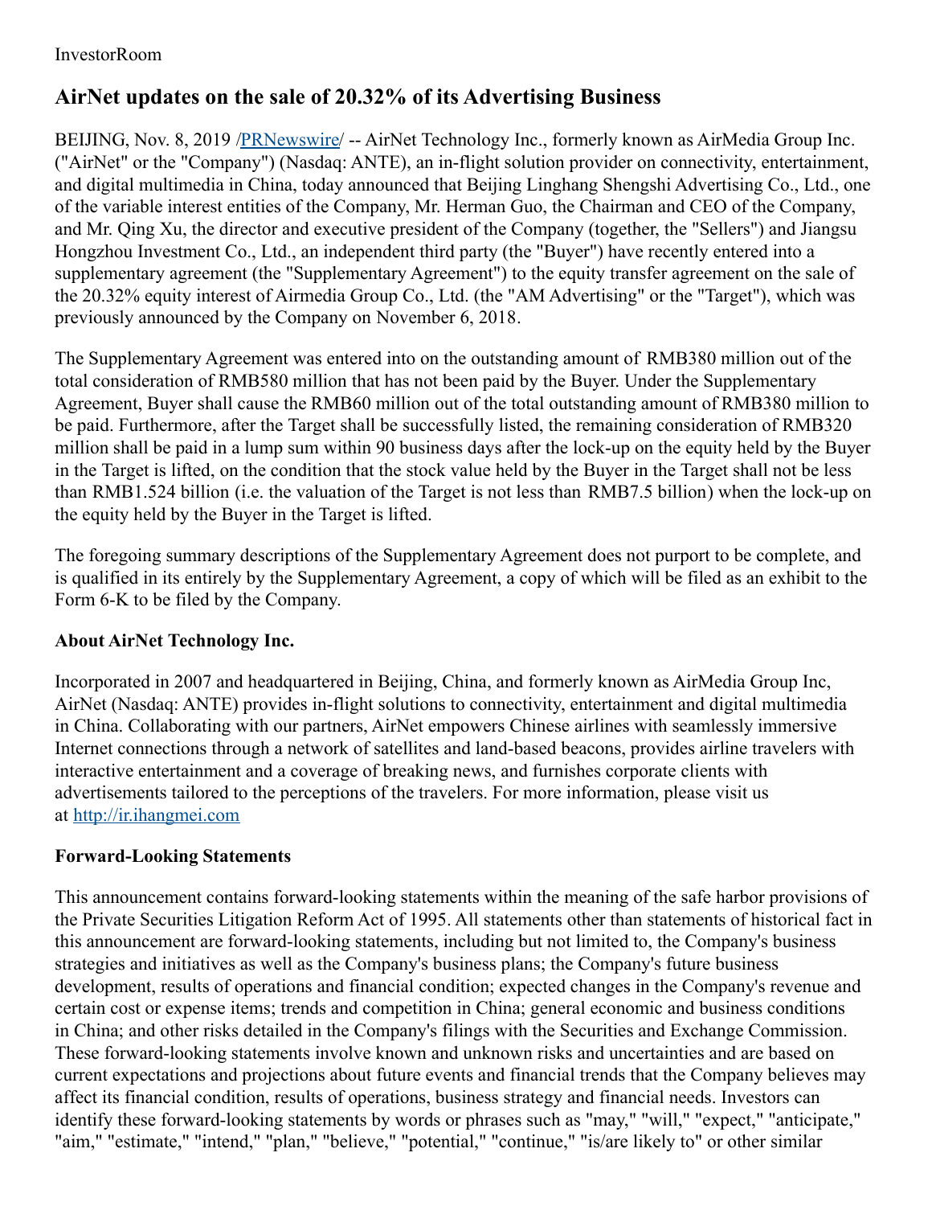InvestorRoom

# AirNet updates on the sale of 20.32% of its Advertising Business

BEIJING, Nov. 8, 2019 /PRNewswire/ -- AirNet Technology Inc., formerly known as AirMedia Group Inc. ("AirNet" or the "Company") (Nasdaq: ANTE), an in-flight solution provider on connectivity, entertainment, and digital multimedia in China, today announced that Beijing Linghang Shengshi Advertising Co., Ltd., one of the variable interest entities of the Company, Mr. Herman Guo, the Chairman and CEO of the Company, and Mr. Qing Xu, the director and executive president of the Company (together, the "Sellers") and Jiangsu Hongzhou Investment Co., Ltd., an independent third party (the "Buyer") have recently entered into a supplementary agreement (the "Supplementary Agreement") to the equity transfer agreement on the sale of the 20.32% equity interest of Airmedia Group Co., Ltd. (the "AM Advertising" or the "Target"), which was previously announced by the Company on November 6, 2018.

The Supplementary Agreement was entered into on the outstanding amount of RMB380 million out of the total consideration of RMB580 million that has not been paid by the Buyer. Under the Supplementary Agreement, Buyer shall cause the RMB60 million out of the total outstanding amount of RMB380 million to be paid. Furthermore, after the Target shall be successfully listed, the remaining consideration of RMB320 million shall be paid in a lump sum within 90 business days after the lock-up on the equity held by the Buyer in the Target is lifted, on the condition that the stock value held by the Buyer in the Target shall not be less than RMB1.524 billion (i.e. the valuation of the Target is not less than RMB7.5 billion) when the lock-up on the equity held by the Buyer in the Target is lifted.

The foregoing summary descriptions of the Supplementary Agreement does not purport to be complete, and is qualified in its entirely by the Supplementary Agreement, a copy of which will be filed as an exhibit to the Form 6-K to be filed by the Company.

### About AirNet Technology Inc.

Incorporated in 2007 and headquartered in Beijing, China, and formerly known as AirMedia Group Inc, AirNet (Nasdaq: ANTE) provides in-flight solutions to connectivity, entertainment and digital multimedia in China. Collaborating with our partners, AirNet empowers Chinese airlines with seamlessly immersive Internet connections through a network of satellites and land-based beacons, provides airline travelers with interactive entertainment and a coverage of breaking news, and furnishes corporate clients with advertisements tailored to the perceptions of the travelers. For more information, please visit us at http://ir.ihangmei.com

### Forward-Looking Statements

This announcement contains forward-looking statements within the meaning of the safe harbor provisions of the Private Securities Litigation Reform Act of 1995. All statements other than statements of historical fact in this announcement are forward-looking statements, including but not limited to, the Company's business strategies and initiatives as well as the Company's business plans; the Company's future business development, results of operations and financial condition; expected changes in the Company's revenue and certain cost or expense items; trends and competition in China; general economic and business conditions in China; and other risks detailed in the Company's filings with the Securities and Exchange Commission. These forward-looking statements involve known and unknown risks and uncertainties and are based on current expectations and projections about future events and financial trends that the Company believes may affect its financial condition, results of operations, business strategy and financial needs. Investors can identify these forward-looking statements by words or phrases such as "may," "will," "expect," "anticipate," "aim," "estimate," "intend," "plan," "believe," "potential," "continue," "is/are likely to" or other similar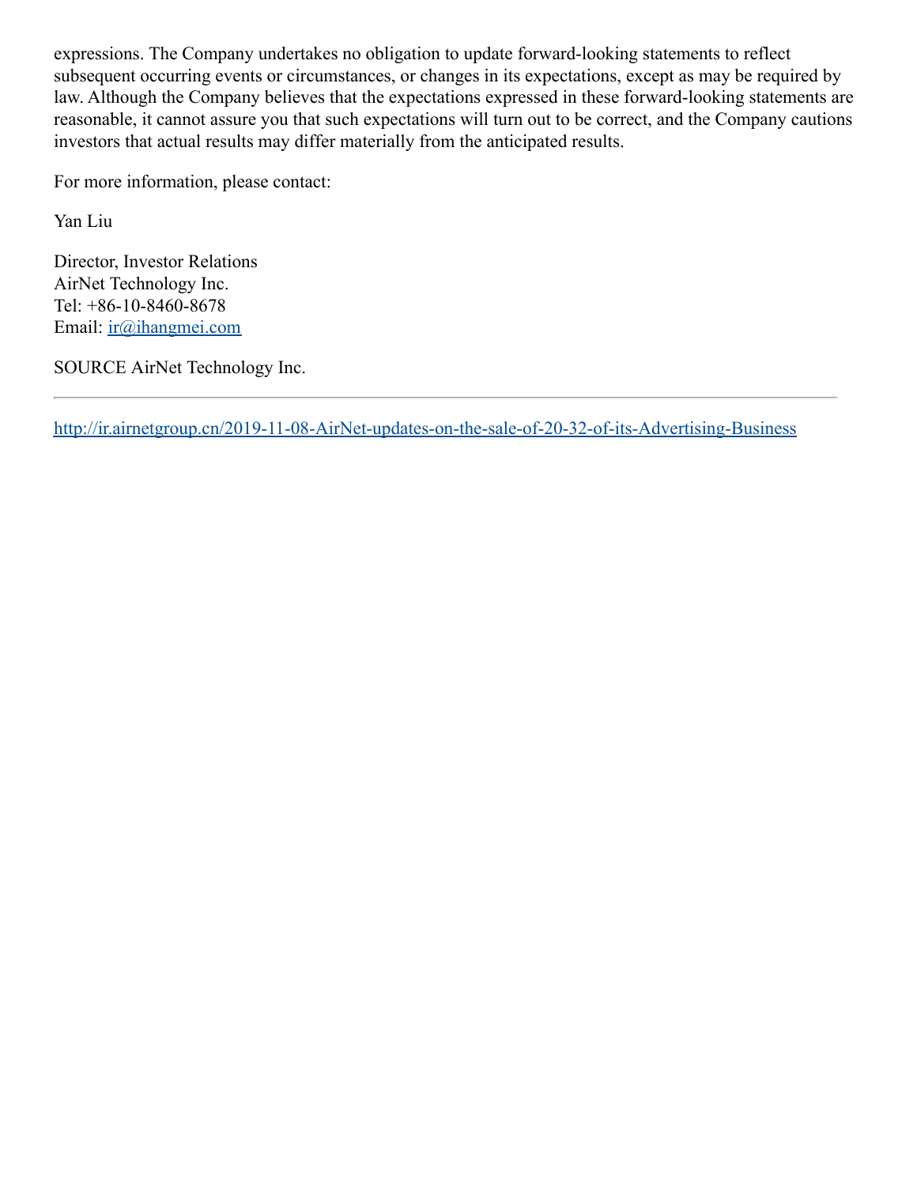expressions. The Company undertakes no obligation to update forward-looking statements to reflect subsequent occurring events or circumstances, or changes in its expectations, except as may be required by law. Although the Company believes that the expectations expressed in these forward-looking statements are reasonable, it cannot assure you that such expectations will turn out to be correct, and the Company cautions investors that actual results may differ materially from the anticipated results.

For more information, please contact:

Yan Liu

Director, Investor Relations
AirNet Technology Inc.
Tel: +86-10-8460-8678
Email: [ir@ihangmei.com](mailto:ir@ihangmei.com)

SOURCE AirNet Technology Inc.

---

[http://ir.airnetgroup.cn/2019-11-08-AirNet-updates-on-the-sale-of-20-32-of-its-Advertising-Business](http://ir.airnetgroup.cn/2019-11-08-AirNet-updates-on-the-sale-of-20-32-of-its-Advertising-Business)